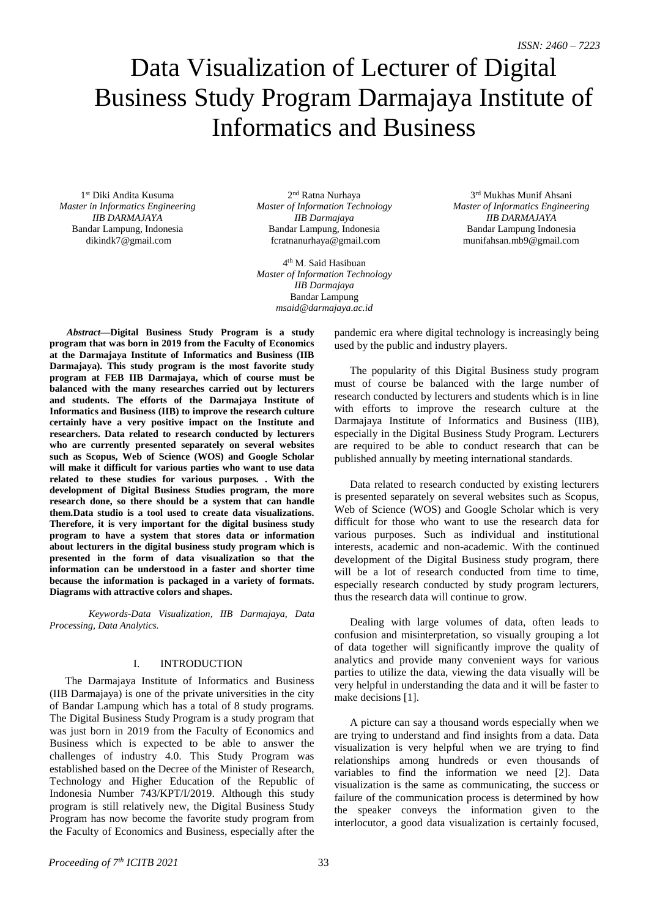# Data Visualization of Lecturer of Digital Business Study Program Darmajaya Institute of Informatics and Business

1st Diki Andita Kusuma
*Master in Informatics Engineering*
*IIB DARMAJAYA*
Bandar Lampung, Indonesia
dikindk7@gmail.com

2nd Ratna Nurhaya
*Master of Information Technology*
*IIB Darmajaya*
Bandar Lampung, Indonesia
fcratnanurhaya@gmail.com

3rd Mukhas Munif Ahsani
*Master of Informatics Engineering*
*IIB DARMAJAYA*
Bandar Lampung Indonesia
munifahsan.mb9@gmail.com

4th M. Said Hasibuan
*Master of Information Technology*
*IIB Darmajaya*
Bandar Lampung
*msaid@darmajaya.ac.id*

***Abstract*—Digital Business Study Program is a study program that was born in 2019 from the Faculty of Economics at the Darmajaya Institute of Informatics and Business (IIB Darmajaya). This study program is the most favorite study program at FEB IIB Darmajaya, which of course must be balanced with the many researches carried out by lecturers and students. The efforts of the Darmajaya Institute of Informatics and Business (IIB) to improve the research culture certainly have a very positive impact on the Institute and researchers. Data related to research conducted by lecturers who are currently presented separately on several websites such as Scopus, Web of Science (WOS) and Google Scholar will make it difficult for various parties who want to use data related to these studies for various purposes. . With the development of Digital Business Studies program, the more research done, so there should be a system that can handle them.Data studio is a tool used to create data visualizations. Therefore, it is very important for the digital business study program to have a system that stores data or information about lecturers in the digital business study program which is presented in the form of data visualization so that the information can be understood in a faster and shorter time because the information is packaged in a variety of formats. Diagrams with attractive colors and shapes.**

*Keywords-Data Visualization, IIB Darmajaya, Data Processing, Data Analytics.*

## I. INTRODUCTION

The Darmajaya Institute of Informatics and Business (IIB Darmajaya) is one of the private universities in the city of Bandar Lampung which has a total of 8 study programs. The Digital Business Study Program is a study program that was just born in 2019 from the Faculty of Economics and Business which is expected to be able to answer the challenges of industry 4.0. This Study Program was established based on the Decree of the Minister of Research, Technology and Higher Education of the Republic of Indonesia Number 743/KPT/I/2019. Although this study program is still relatively new, the Digital Business Study Program has now become the favorite study program from the Faculty of Economics and Business, especially after the pandemic era where digital technology is increasingly being used by the public and industry players.

The popularity of this Digital Business study program must of course be balanced with the large number of research conducted by lecturers and students which is in line with efforts to improve the research culture at the Darmajaya Institute of Informatics and Business (IIB), especially in the Digital Business Study Program. Lecturers are required to be able to conduct research that can be published annually by meeting international standards.

Data related to research conducted by existing lecturers is presented separately on several websites such as Scopus, Web of Science (WOS) and Google Scholar which is very difficult for those who want to use the research data for various purposes. Such as individual and institutional interests, academic and non-academic. With the continued development of the Digital Business study program, there will be a lot of research conducted from time to time, especially research conducted by study program lecturers, thus the research data will continue to grow.

Dealing with large volumes of data, often leads to confusion and misinterpretation, so visually grouping a lot of data together will significantly improve the quality of analytics and provide many convenient ways for various parties to utilize the data, viewing the data visually will be very helpful in understanding the data and it will be faster to make decisions [1].

A picture can say a thousand words especially when we are trying to understand and find insights from a data. Data visualization is very helpful when we are trying to find relationships among hundreds or even thousands of variables to find the information we need [2]. Data visualization is the same as communicating, the success or failure of the communication process is determined by how the speaker conveys the information given to the interlocutor, a good data visualization is certainly focused,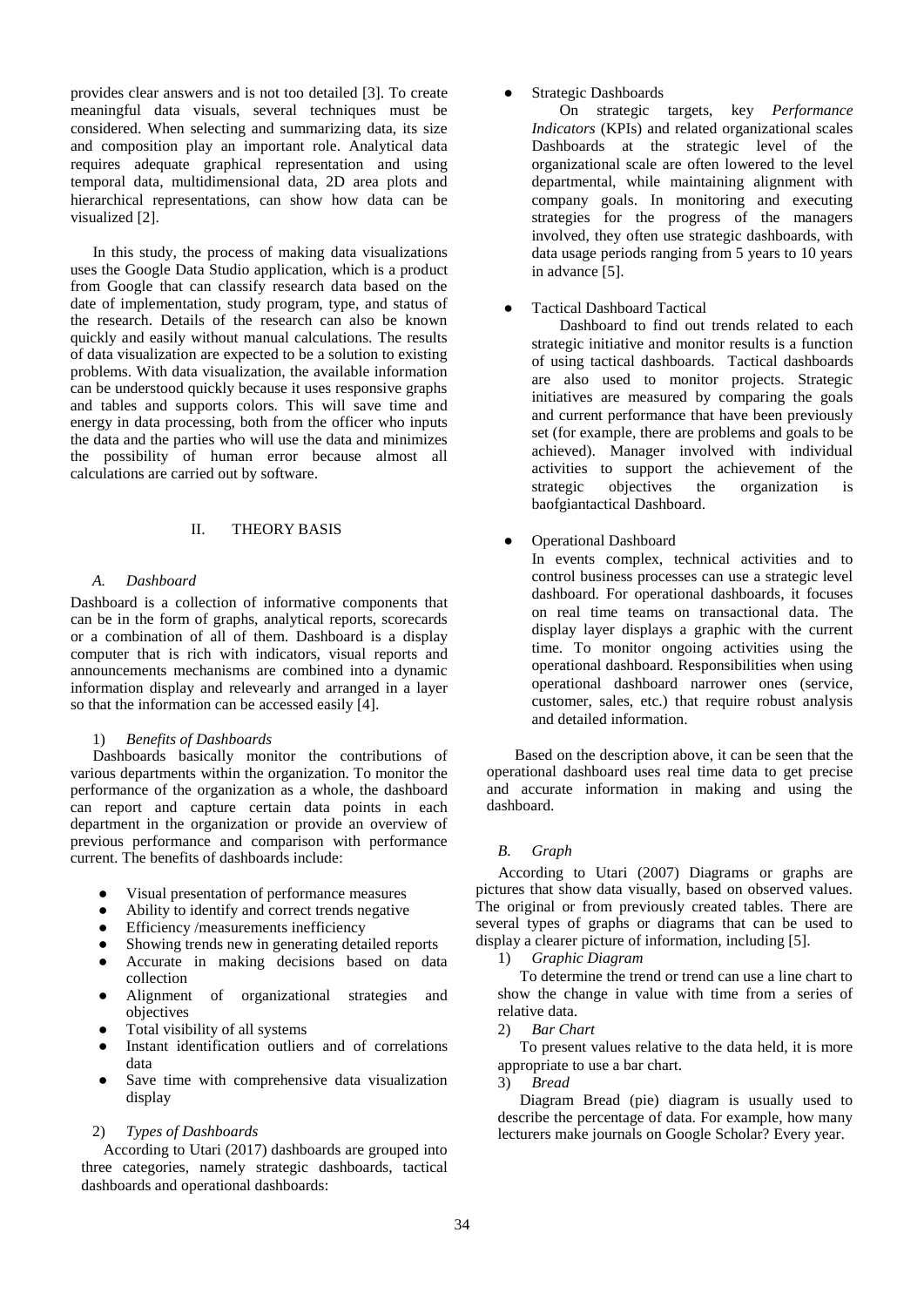provides clear answers and is not too detailed [3]. To create meaningful data visuals, several techniques must be considered. When selecting and summarizing data, its size and composition play an important role. Analytical data requires adequate graphical representation and using temporal data, multidimensional data, 2D area plots and hierarchical representations, can show how data can be visualized [2].

In this study, the process of making data visualizations uses the Google Data Studio application, which is a product from Google that can classify research data based on the date of implementation, study program, type, and status of the research. Details of the research can also be known quickly and easily without manual calculations. The results of data visualization are expected to be a solution to existing problems. With data visualization, the available information can be understood quickly because it uses responsive graphs and tables and supports colors. This will save time and energy in data processing, both from the officer who inputs the data and the parties who will use the data and minimizes the possibility of human error because almost all calculations are carried out by software.

## II. THEORY BASIS

### *A. Dashboard*

Dashboard is a collection of informative components that can be in the form of graphs, analytical reports, scorecards or a combination of all of them. Dashboard is a display computer that is rich with indicators, visual reports and announcements mechanisms are combined into a dynamic information display and relevearly and arranged in a layer so that the information can be accessed easily [4].

#### 1) *Benefits of Dashboards*

Dashboards basically monitor the contributions of various departments within the organization. To monitor the performance of the organization as a whole, the dashboard can report and capture certain data points in each department in the organization or provide an overview of previous performance and comparison with performance current. The benefits of dashboards include:

- Visual presentation of performance measures
- Ability to identify and correct trends negative
- Efficiency /measurements inefficiency
- Showing trends new in generating detailed reports
- Accurate in making decisions based on data collection
- Alignment of organizational strategies and objectives
- Total visibility of all systems
- Instant identification outliers and of correlations data
- Save time with comprehensive data visualization display

#### 2) *Types of Dashboards*

According to Utari (2017) dashboards are grouped into three categories, namely strategic dashboards, tactical dashboards and operational dashboards:

- Strategic Dashboards

  On strategic targets, key *Performance Indicators* (KPIs) and related organizational scales Dashboards at the strategic level of the organizational scale are often lowered to the level departmental, while maintaining alignment with company goals. In monitoring and executing strategies for the progress of the managers involved, they often use strategic dashboards, with data usage periods ranging from 5 years to 10 years in advance [5].

- Tactical Dashboard Tactical

  Dashboard to find out trends related to each strategic initiative and monitor results is a function of using tactical dashboards. Tactical dashboards are also used to monitor projects. Strategic initiatives are measured by comparing the goals and current performance that have been previously set (for example, there are problems and goals to be achieved). Manager involved with individual activities to support the achievement of the strategic objectives the organization is baofgiantactical Dashboard.

- Operational Dashboard

  In events complex, technical activities and to control business processes can use a strategic level dashboard. For operational dashboards, it focuses on real time teams on transactional data. The display layer displays a graphic with the current time. To monitor ongoing activities using the operational dashboard. Responsibilities when using operational dashboard narrower ones (service, customer, sales, etc.) that require robust analysis and detailed information.

Based on the description above, it can be seen that the operational dashboard uses real time data to get precise and accurate information in making and using the dashboard.

### *B. Graph*

According to Utari (2007) Diagrams or graphs are pictures that show data visually, based on observed values. The original or from previously created tables. There are several types of graphs or diagrams that can be used to display a clearer picture of information, including [5].

1) *Graphic Diagram*

To determine the trend or trend can use a line chart to show the change in value with time from a series of relative data.

2) *Bar Chart*

To present values relative to the data held, it is more appropriate to use a bar chart.

3) *Bread*

Diagram Bread (pie) diagram is usually used to describe the percentage of data. For example, how many lecturers make journals on Google Scholar? Every year.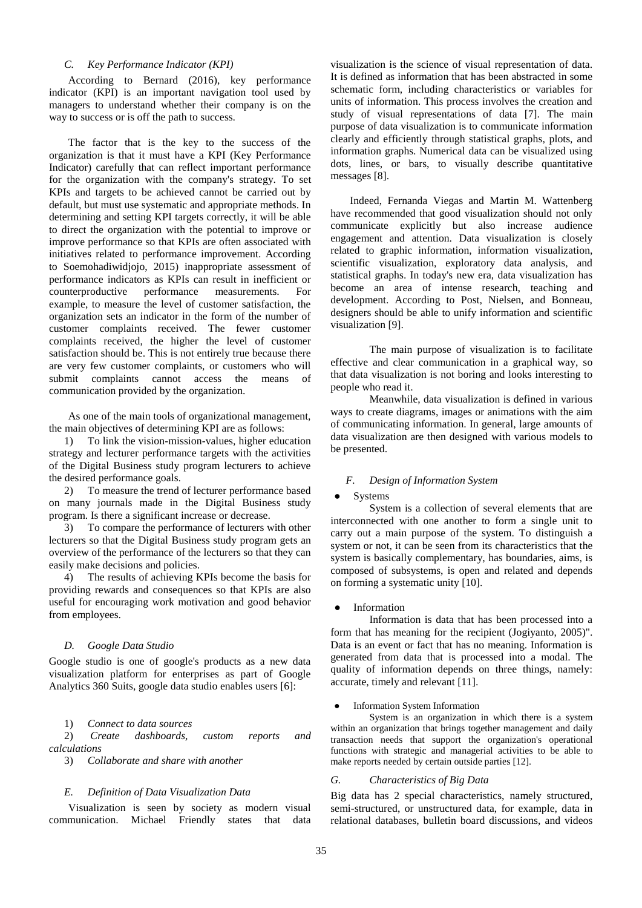### *C. Key Performance Indicator (KPI)*

According to Bernard (2016), key performance indicator (KPI) is an important navigation tool used by managers to understand whether their company is on the way to success or is off the path to success.

The factor that is the key to the success of the organization is that it must have a KPI (Key Performance Indicator) carefully that can reflect important performance for the organization with the company's strategy. To set KPIs and targets to be achieved cannot be carried out by default, but must use systematic and appropriate methods. In determining and setting KPI targets correctly, it will be able to direct the organization with the potential to improve or improve performance so that KPIs are often associated with initiatives related to performance improvement. According to Soemohadiwidjojo, 2015) inappropriate assessment of performance indicators as KPIs can result in inefficient or counterproductive performance measurements. For example, to measure the level of customer satisfaction, the organization sets an indicator in the form of the number of customer complaints received. The fewer customer complaints received, the higher the level of customer satisfaction should be. This is not entirely true because there are very few customer complaints, or customers who will submit complaints cannot access the means of communication provided by the organization.

As one of the main tools of organizational management, the main objectives of determining KPI are as follows:

1) To link the vision-mission-values, higher education strategy and lecturer performance targets with the activities of the Digital Business study program lecturers to achieve the desired performance goals.
2) To measure the trend of lecturer performance based on many journals made in the Digital Business study program. Is there a significant increase or decrease.
3) To compare the performance of lecturers with other lecturers so that the Digital Business study program gets an overview of the performance of the lecturers so that they can easily make decisions and policies.
4) The results of achieving KPIs become the basis for providing rewards and consequences so that KPIs are also useful for encouraging work motivation and good behavior from employees.

### *D. Google Data Studio*

Google studio is one of google's products as a new data visualization platform for enterprises as part of Google Analytics 360 Suits, google data studio enables users [6]:

1) *Connect to data sources*
2) *Create dashboards, custom reports and calculations*
3) *Collaborate and share with another*

### *E. Definition of Data Visualization Data*

Visualization is seen by society as modern visual communication. Michael Friendly states that data visualization is the science of visual representation of data. It is defined as information that has been abstracted in some schematic form, including characteristics or variables for units of information. This process involves the creation and study of visual representations of data [7]. The main purpose of data visualization is to communicate information clearly and efficiently through statistical graphs, plots, and information graphs. Numerical data can be visualized using dots, lines, or bars, to visually describe quantitative messages [8].

Indeed, Fernanda Viegas and Martin M. Wattenberg have recommended that good visualization should not only communicate explicitly but also increase audience engagement and attention. Data visualization is closely related to graphic information, information visualization, scientific visualization, exploratory data analysis, and statistical graphs. In today's new era, data visualization has become an area of intense research, teaching and development. According to Post, Nielsen, and Bonneau, designers should be able to unify information and scientific visualization [9].

The main purpose of visualization is to facilitate effective and clear communication in a graphical way, so that data visualization is not boring and looks interesting to people who read it.

Meanwhile, data visualization is defined in various ways to create diagrams, images or animations with the aim of communicating information. In general, large amounts of data visualization are then designed with various models to be presented.

### *F. Design of Information System*

- Systems

System is a collection of several elements that are interconnected with one another to form a single unit to carry out a main purpose of the system. To distinguish a system or not, it can be seen from its characteristics that the system is basically complementary, has boundaries, aims, is composed of subsystems, is open and related and depends on forming a systematic unity [10].

- Information

Information is data that has been processed into a form that has meaning for the recipient (Jogiyanto, 2005)". Data is an event or fact that has no meaning. Information is generated from data that is processed into a modal. The quality of information depends on three things, namely: accurate, timely and relevant [11].

- Information System Information

System is an organization in which there is a system within an organization that brings together management and daily transaction needs that support the organization's operational functions with strategic and managerial activities to be able to make reports needed by certain outside parties [12].

### *G. Characteristics of Big Data*

Big data has 2 special characteristics, namely structured, semi-structured, or unstructured data, for example, data in relational databases, bulletin board discussions, and videos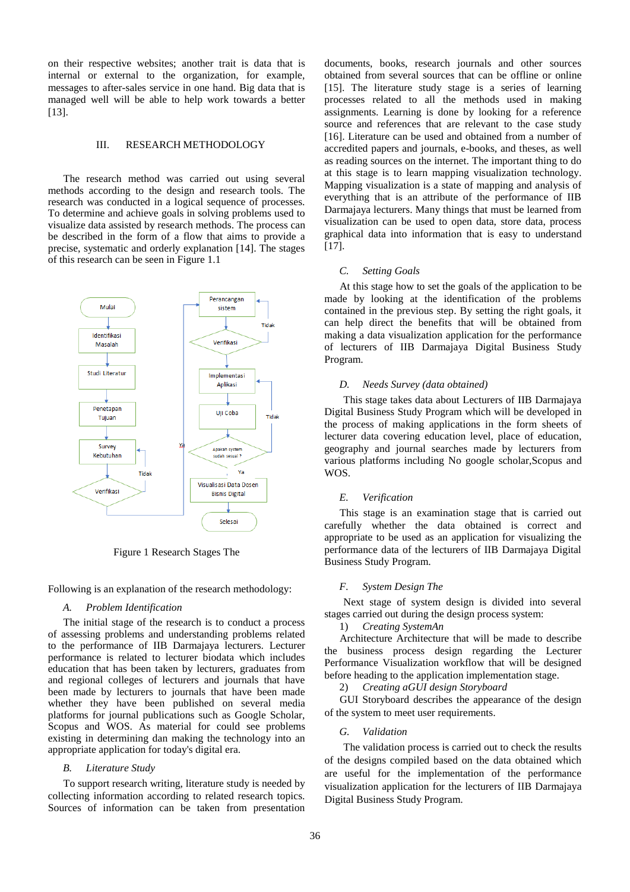on their respective websites; another trait is data that is internal or external to the organization, for example, messages to after-sales service in one hand. Big data that is managed well will be able to help work towards a better [13].

## III. RESEARCH METHODOLOGY

The research method was carried out using several methods according to the design and research tools. The research was conducted in a logical sequence of processes. To determine and achieve goals in solving problems used to visualize data assisted by research methods. The process can be described in the form of a flow that aims to provide a precise, systematic and orderly explanation [14]. The stages of this research can be seen in Figure 1.1

Figure 1 Research Stages The

Following is an explanation of the research methodology:

### A. *Problem Identification*

The initial stage of the research is to conduct a process of assessing problems and understanding problems related to the performance of IIB Darmajaya lecturers. Lecturer performance is related to lecturer biodata which includes education that has been taken by lecturers, graduates from and regional colleges of lecturers and journals that have been made by lecturers to journals that have been made whether they have been published on several media platforms for journal publications such as Google Scholar, Scopus and WOS. As material for could see problems existing in determining dan making the technology into an appropriate application for today's digital era.

### B. *Literature Study*

To support research writing, literature study is needed by collecting information according to related research topics. Sources of information can be taken from presentation documents, books, research journals and other sources obtained from several sources that can be offline or online [15]. The literature study stage is a series of learning processes related to all the methods used in making assignments. Learning is done by looking for a reference source and references that are relevant to the case study [16]. Literature can be used and obtained from a number of accredited papers and journals, e-books, and theses, as well as reading sources on the internet. The important thing to do at this stage is to learn mapping visualization technology. Mapping visualization is a state of mapping and analysis of everything that is an attribute of the performance of IIB Darmajaya lecturers. Many things that must be learned from visualization can be used to open data, store data, process graphical data into information that is easy to understand [17].

### C. *Setting Goals*

At this stage how to set the goals of the application to be made by looking at the identification of the problems contained in the previous step. By setting the right goals, it can help direct the benefits that will be obtained from making a data visualization application for the performance of lecturers of IIB Darmajaya Digital Business Study Program.

### D. *Needs Survey (data obtained)*

This stage takes data about Lecturers of IIB Darmajaya Digital Business Study Program which will be developed in the process of making applications in the form sheets of lecturer data covering education level, place of education, geography and journal searches made by lecturers from various platforms including No google scholar,Scopus and WOS.

### E. *Verification*

This stage is an examination stage that is carried out carefully whether the data obtained is correct and appropriate to be used as an application for visualizing the performance data of the lecturers of IIB Darmajaya Digital Business Study Program.

### F. *System Design The*

Next stage of system design is divided into several stages carried out during the design process system:

1) *Creating SystemAn*

Architecture Architecture that will be made to describe the business process design regarding the Lecturer Performance Visualization workflow that will be designed before heading to the application implementation stage.

2) *Creating aGUI design Storyboard*

GUI Storyboard describes the appearance of the design of the system to meet user requirements.

### G. *Validation*

The validation process is carried out to check the results of the designs compiled based on the data obtained which are useful for the implementation of the performance visualization application for the lecturers of IIB Darmajaya Digital Business Study Program.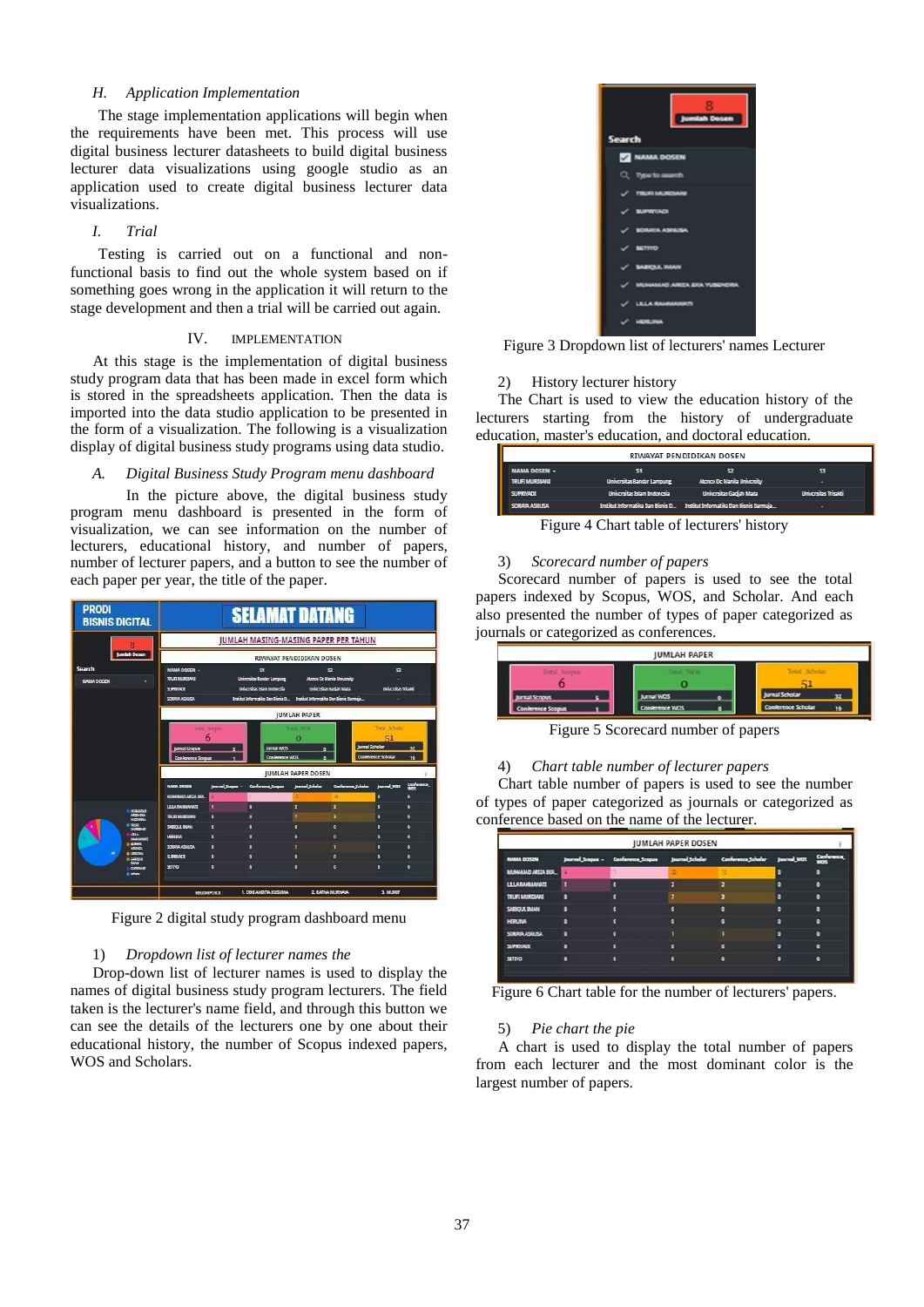### H. *Application Implementation*

The stage implementation applications will begin when the requirements have been met. This process will use digital business lecturer datasheets to build digital business lecturer data visualizations using google studio as an application used to create digital business lecturer data visualizations.

### I. *Trial*

Testing is carried out on a functional and non-functional basis to find out the whole system based on if something goes wrong in the application it will return to the stage development and then a trial will be carried out again.

## IV. IMPLEMENTATION

At this stage is the implementation of digital business study program data that has been made in excel form which is stored in the spreadsheets application. Then the data is imported into the data studio application to be presented in the form of a visualization. The following is a visualization display of digital business study programs using data studio.

### A. *Digital Business Study Program menu dashboard*

In the picture above, the digital business study program menu dashboard is presented in the form of visualization, we can see information on the number of lecturers, educational history, and number of papers, number of lecturer papers, and a button to see the number of each paper per year, the title of the paper.

Figure 2 digital study program dashboard menu

1) *Dropdown list of lecturer names the*

Drop-down list of lecturer names is used to display the names of digital business study program lecturers. The field taken is the lecturer's name field, and through this button we can see the details of the lecturers one by one about their educational history, the number of Scopus indexed papers, WOS and Scholars.

Figure 3 Dropdown list of lecturers' names Lecturer

2) History lecturer history

The Chart is used to view the education history of the lecturers starting from the history of undergraduate education, master's education, and doctoral education.

Figure 4 Chart table of lecturers' history

3) *Scorecard number of papers*

Scorecard number of papers is used to see the total papers indexed by Scopus, WOS, and Scholar. And each also presented the number of types of paper categorized as journals or categorized as conferences.

Figure 5 Scorecard number of papers

4) *Chart table number of lecturer papers*

Chart table number of papers is used to see the number of types of paper categorized as journals or categorized as conference based on the name of the lecturer.

Figure 6 Chart table for the number of lecturers' papers.

5) *Pie chart the pie*

A chart is used to display the total number of papers from each lecturer and the most dominant color is the largest number of papers.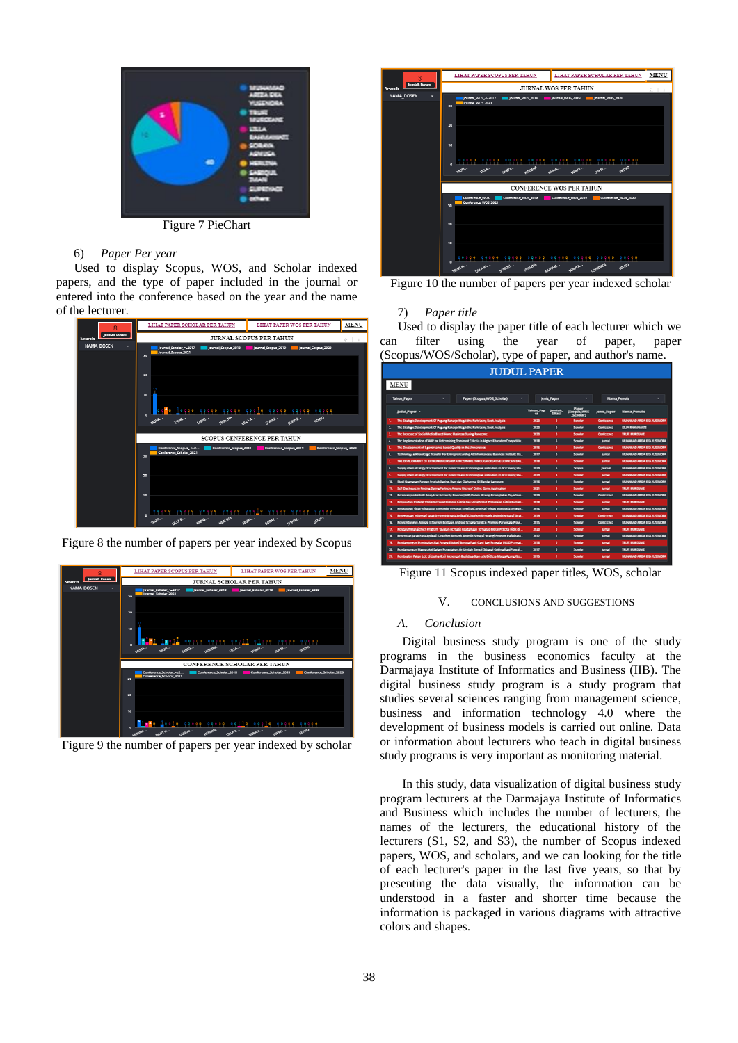Figure 7 PieChart

6) *Paper Per year*

Used to display Scopus, WOS, and Scholar indexed papers, and the type of paper included in the journal or entered into the conference based on the year and the name of the lecturer.

Figure 8 the number of papers per year indexed by Scopus

Figure 9 the number of papers per year indexed by scholar

Figure 10 the number of papers per year indexed scholar

7) *Paper title*

Used to display the paper title of each lecturer which we can filter using the year of paper, paper (Scopus/WOS/Scholar), type of paper, and author's name.

Figure 11 Scopus indexed paper titles, WOS, scholar

## V. CONCLUSIONS AND SUGGESTIONS

### *A. Conclusion*

Digital business study program is one of the study programs in the business economics faculty at the Darmajaya Institute of Informatics and Business (IIB). The digital business study program is a study program that studies several sciences ranging from management science, business and information technology 4.0 where the development of business models is carried out online. Data or information about lecturers who teach in digital business study programs is very important as monitoring material.

In this study, data visualization of digital business study program lecturers at the Darmajaya Institute of Informatics and Business which includes the number of lecturers, the names of the lecturers, the educational history of the lecturers (S1, S2, and S3), the number of Scopus indexed papers, WOS, and scholars, and we can looking for the title of each lecturer's paper in the last five years, so that by presenting the data visually, the information can be understood in a faster and shorter time because the information is packaged in various diagrams with attractive colors and shapes.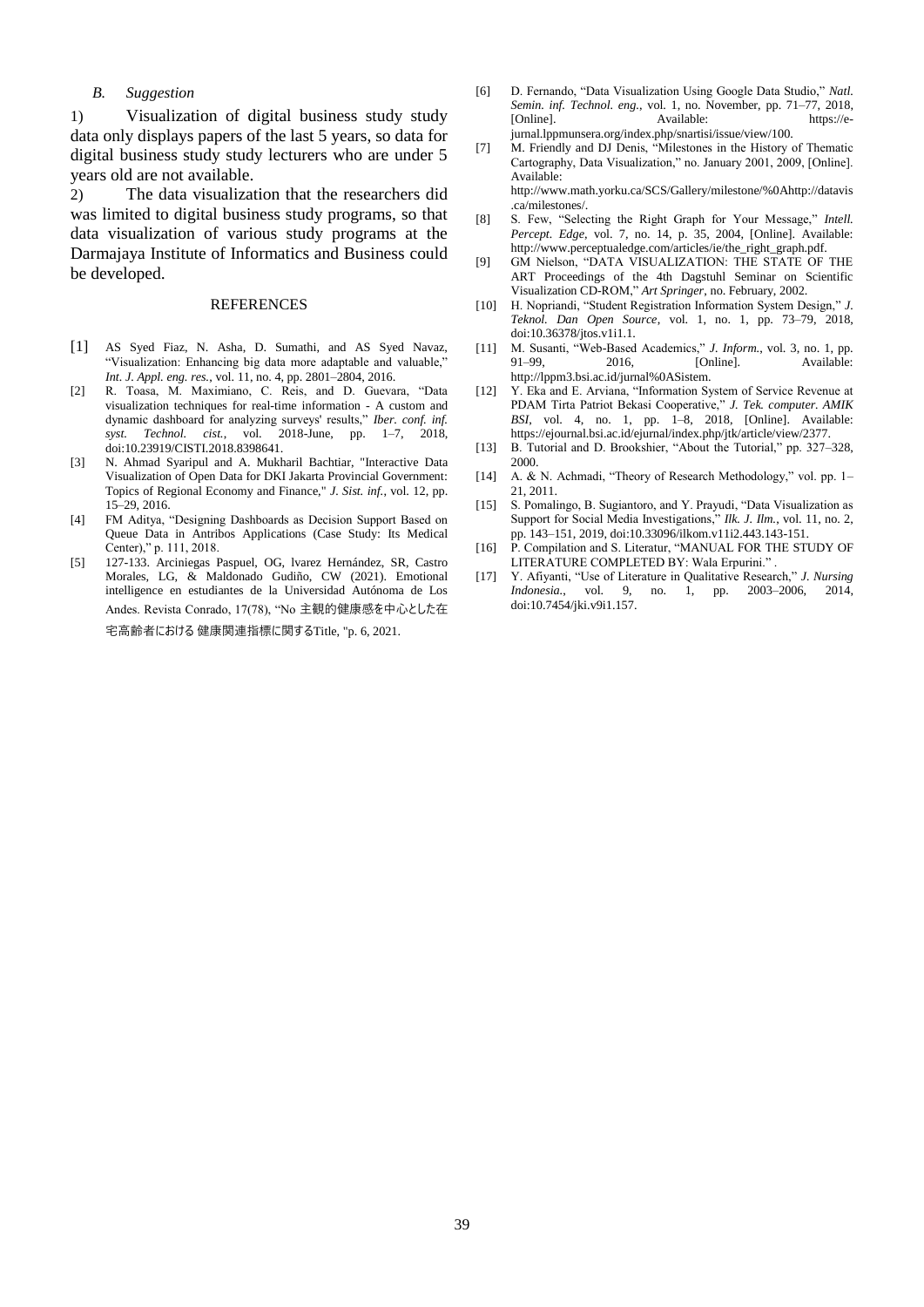### B. Suggestion

1) Visualization of digital business study study data only displays papers of the last 5 years, so data for digital business study study lecturers who are under 5 years old are not available.

2) The data visualization that the researchers did was limited to digital business study programs, so that data visualization of various study programs at the Darmajaya Institute of Informatics and Business could be developed.

## REFERENCES

[1] AS Syed Fiaz, N. Asha, D. Sumathi, and AS Syed Navaz, "Visualization: Enhancing big data more adaptable and valuable," *Int. J. Appl. eng. res.*, vol. 11, no. 4, pp. 2801–2804, 2016.

[2] R. Toasa, M. Maximiano, C. Reis, and D. Guevara, "Data visualization techniques for real-time information - A custom and dynamic dashboard for analyzing surveys' results," *Iber. conf. inf. syst. Technol. cist.*, vol. 2018-June, pp. 1–7, 2018, doi:10.23919/CISTI.2018.8398641.

[3] N. Ahmad Syaripul and A. Mukharil Bachtiar, "Interactive Data Visualization of Open Data for DKI Jakarta Provincial Government: Topics of Regional Economy and Finance," *J. Sist. inf.*, vol. 12, pp. 15–29, 2016.

[4] FM Aditya, "Designing Dashboards as Decision Support Based on Queue Data in Antribos Applications (Case Study: Its Medical Center)," p. 111, 2018.

[5] 127-133. Arciniegas Paspuel, OG, lvarez Hernández, SR, Castro Morales, LG, & Maldonado Gudiño, CW (2021). Emotional intelligence en estudiantes de la Universidad Autónoma de Los Andes. Revista Conrado, 17(78), "No 主観的健康感を中心とした在宅高齢者における 健康関連指標に関するTitle, "p. 6, 2021.

[6] D. Fernando, "Data Visualization Using Google Data Studio," *Natl. Semin. inf. Technol. eng.*, vol. 1, no. November, pp. 71–77, 2018, [Online]. Available: https://e-jurnal.lppmunsera.org/index.php/snartisi/issue/view/100.

[7] M. Friendly and DJ Denis, "Milestones in the History of Thematic Cartography, Data Visualization," no. January 2001, 2009, [Online]. Available: http://www.math.yorku.ca/SCS/Gallery/milestone/%0Ahttp://datavis.ca/milestones/.

[8] S. Few, "Selecting the Right Graph for Your Message," *Intell. Percept. Edge*, vol. 7, no. 14, p. 35, 2004, [Online]. Available: http://www.perceptualedge.com/articles/ie/the_right_graph.pdf.

[9] GM Nielson, "DATA VISUALIZATION: THE STATE OF THE ART Proceedings of the 4th Dagstuhl Seminar on Scientific Visualization CD-ROM," *Art Springer*, no. February, 2002.

[10] H. Nopriandi, "Student Registration Information System Design," *J. Teknol. Dan Open Source*, vol. 1, no. 1, pp. 73–79, 2018, doi:10.36378/jtos.v1i1.1.

[11] M. Susanti, "Web-Based Academics," *J. Inform.*, vol. 3, no. 1, pp. 91–99, 2016, [Online]. Available: http://lppm3.bsi.ac.id/jurnal%0ASistem.

[12] Y. Eka and E. Arviana, "Information System of Service Revenue at PDAM Tirta Patriot Bekasi Cooperative," *J. Tek. computer. AMIK BSI*, vol. 4, no. 1, pp. 1–8, 2018, [Online]. Available: https://ejournal.bsi.ac.id/ejurnal/index.php/jtk/article/view/2377.

[13] B. Tutorial and D. Brookshier, "About the Tutorial," pp. 327–328, 2000.

[14] A. & N. Achmadi, "Theory of Research Methodology," vol. pp. 1–21, 2011.

[15] S. Pomalingo, B. Sugiantoro, and Y. Prayudi, "Data Visualization as Support for Social Media Investigations," *Ilk. J. Ilm.*, vol. 11, no. 2, pp. 143–151, 2019, doi:10.33096/ilkom.v11i2.443.143-151.

[16] P. Compilation and S. Literatur, "MANUAL FOR THE STUDY OF LITERATURE COMPLETED BY: Wala Erpurini." .

[17] Y. Afiyanti, "Use of Literature in Qualitative Research," *J. Nursing Indonesia.*, vol. 9, no. 1, pp. 2003–2006, 2014, doi:10.7454/jki.v9i1.157.